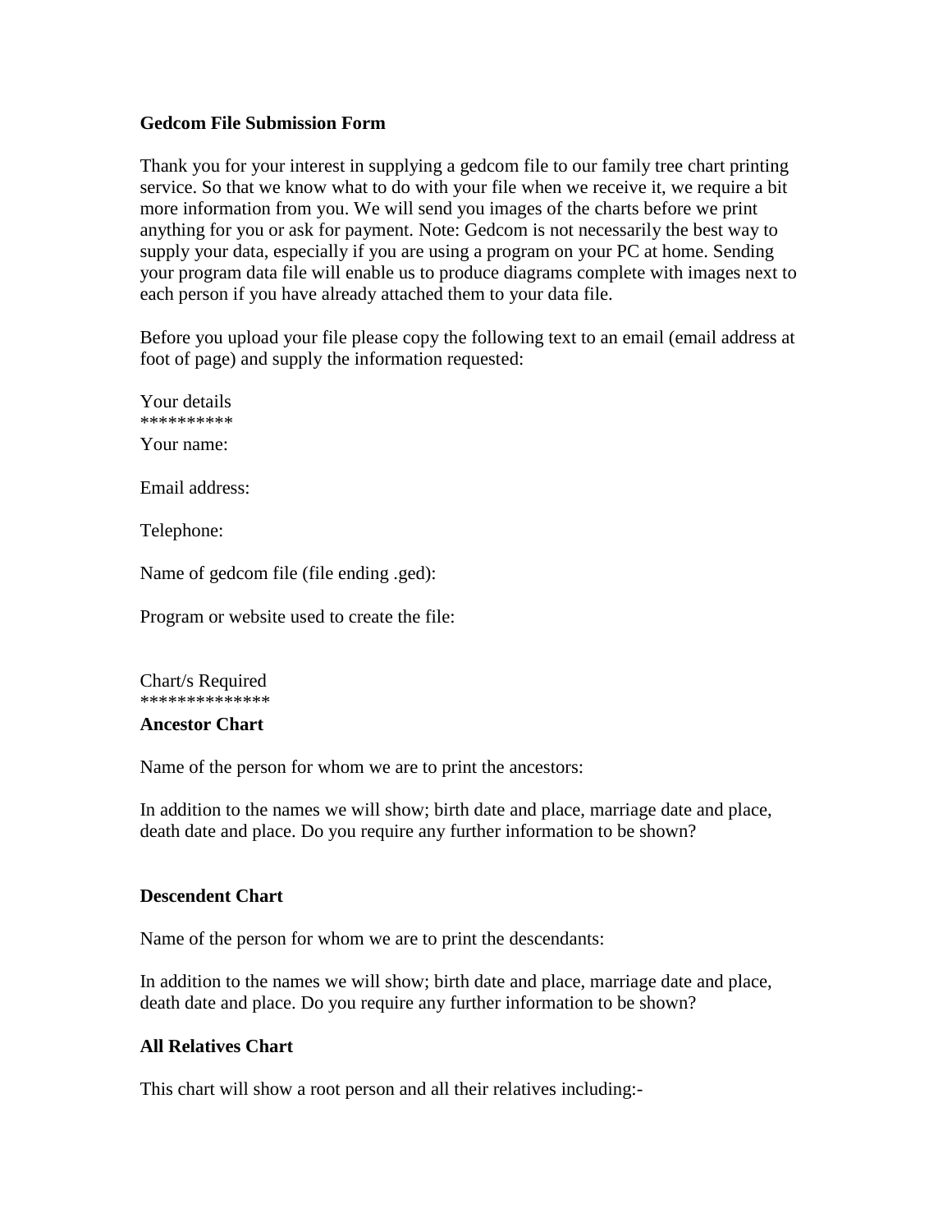**Gedcom File Submission Form**

Thank you for your interest in supplying a gedcom file to our family tree chart printing service. So that we know what to do with your file when we receive it, we require a bit more information from you. We will send you images of the charts before we print anything for you or ask for payment. Note: Gedcom is not necessarily the best way to supply your data, especially if you are using a program on your PC at home. Sending your program data file will enable us to produce diagrams complete with images next to each person if you have already attached them to your data file.

Before you upload your file please copy the following text to an email (email address at foot of page) and supply the information requested:

Your details
**********
Your name:

Email address:

Telephone:

Name of gedcom file (file ending .ged):

Program or website used to create the file:

Chart/s Required
**************
**Ancestor Chart**

Name of the person for whom we are to print the ancestors:

In addition to the names we will show; birth date and place, marriage date and place, death date and place. Do you require any further information to be shown?

**Descendent Chart**

Name of the person for whom we are to print the descendants:

In addition to the names we will show; birth date and place, marriage date and place, death date and place. Do you require any further information to be shown?

**All Relatives Chart**

This chart will show a root person and all their relatives including:-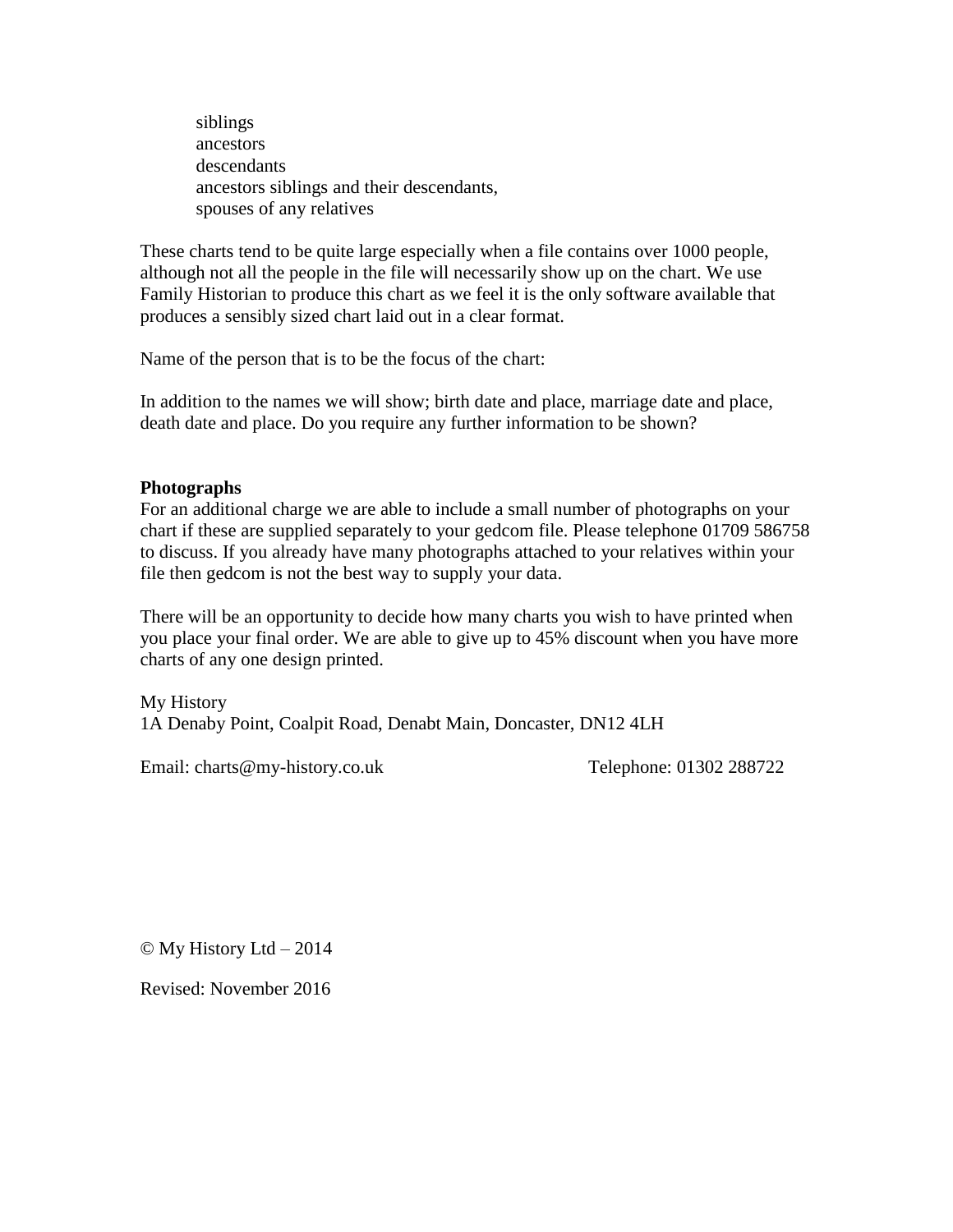siblings
ancestors
descendants
ancestors siblings and their descendants,
spouses of any relatives

These charts tend to be quite large especially when a file contains over 1000 people, although not all the people in the file will necessarily show up on the chart. We use Family Historian to produce this chart as we feel it is the only software available that produces a sensibly sized chart laid out in a clear format.

Name of the person that is to be the focus of the chart:

In addition to the names we will show; birth date and place, marriage date and place, death date and place. Do you require any further information to be shown?

**Photographs**
For an additional charge we are able to include a small number of photographs on your chart if these are supplied separately to your gedcom file. Please telephone 01709 586758 to discuss. If you already have many photographs attached to your relatives within your file then gedcom is not the best way to supply your data.

There will be an opportunity to decide how many charts you wish to have printed when you place your final order. We are able to give up to 45% discount when you have more charts of any one design printed.

My History
1A Denaby Point, Coalpit Road, Denabt Main, Doncaster, DN12 4LH

Email: charts@my-history.co.uk    Telephone: 01302 288722

© My History Ltd – 2014

Revised: November 2016